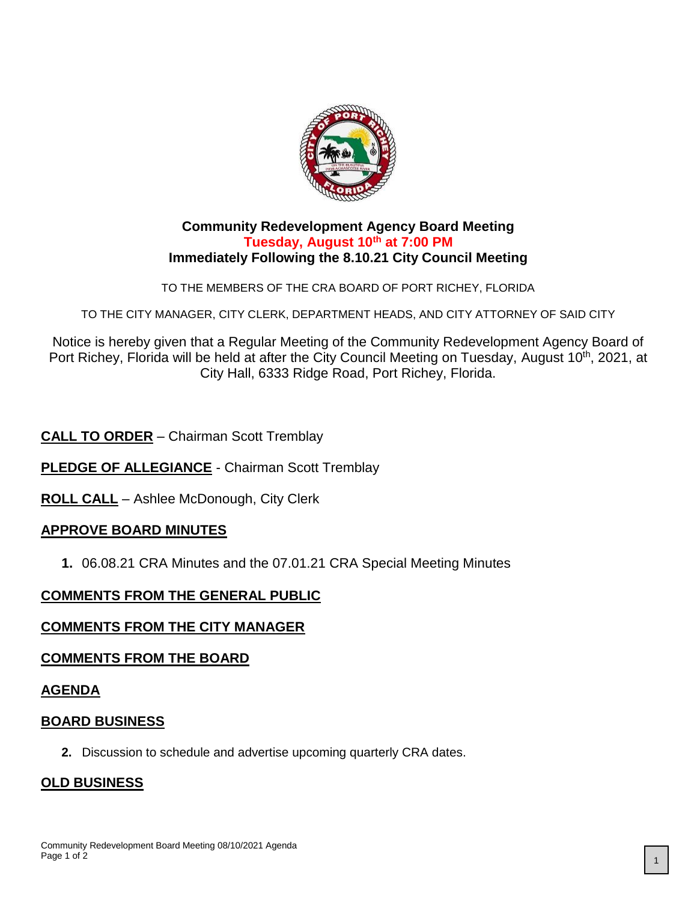# Community Redevelopment Agency Board Meeting

**Tuesday, August 10th at 7:00 PM**

**Immediately Following the 8.10.21 City Council Meeting**

TO THE MEMBERS OF THE CRA BOARD OF PORT RICHEY, FLORIDA

TO THE CITY MANAGER, CITY CLERK, DEPARTMENT HEADS, AND CITY ATTORNEY OF SAID CITY

Notice is hereby given that a Regular Meeting of the Community Redevelopment Agency Board of Port Richey, Florida will be held at after the City Council Meeting on Tuesday, August 10th, 2021, at City Hall, 6333 Ridge Road, Port Richey, Florida.

**CALL TO ORDER** – Chairman Scott Tremblay

**PLEDGE OF ALLEGIANCE** - Chairman Scott Tremblay

**ROLL CALL** – Ashlee McDonough, City Clerk

**APPROVE BOARD MINUTES**

1. 06.08.21 CRA Minutes and the 07.01.21 CRA Special Meeting Minutes

**COMMENTS FROM THE GENERAL PUBLIC**

**COMMENTS FROM THE CITY MANAGER**

**COMMENTS FROM THE BOARD**

**AGENDA**

**BOARD BUSINESS**

2. Discussion to schedule and advertise upcoming quarterly CRA dates.

**OLD BUSINESS**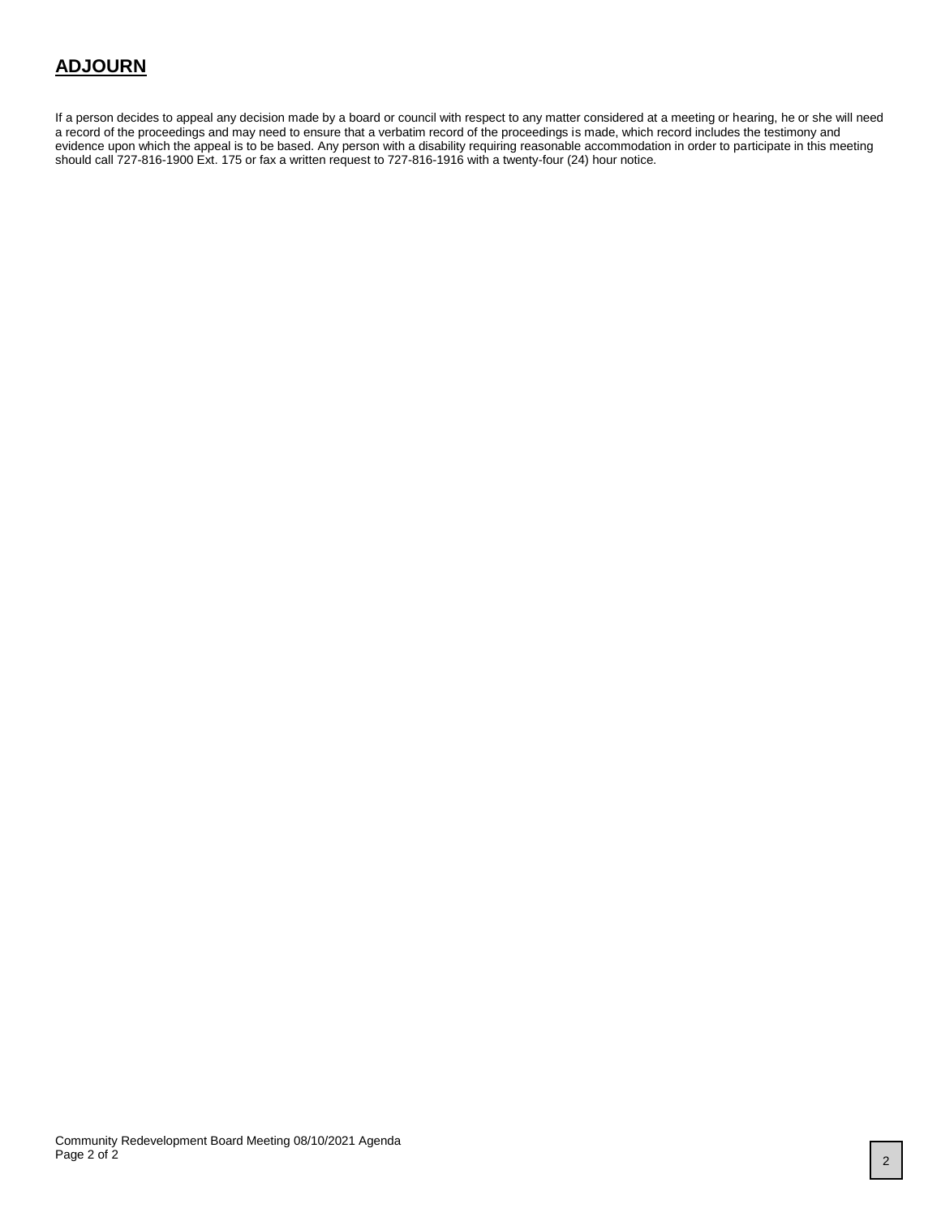## **ADJOURN**

If a person decides to appeal any decision made by a board or council with respect to any matter considered at a meeting or hearing, he or she will need a record of the proceedings and may need to ensure that a verbatim record of the proceedings is made, which record includes the testimony and evidence upon which the appeal is to be based. Any person with a disability requiring reasonable accommodation in order to participate in this meeting should call 727-816-1900 Ext. 175 or fax a written request to 727-816-1916 with a twenty-four (24) hour notice.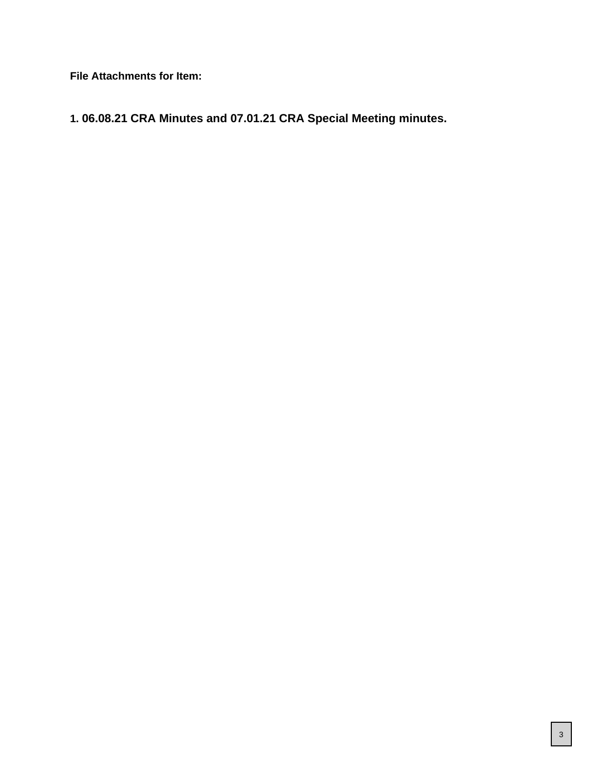**File Attachments for Item:**

**1. 06.08.21 CRA Minutes and 07.01.21 CRA Special Meeting minutes.**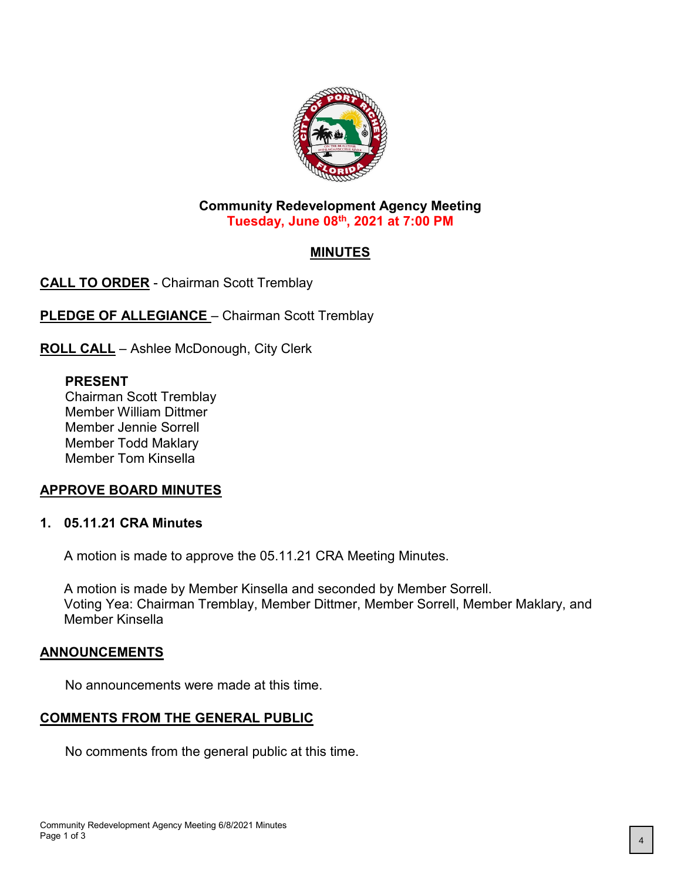**Community Redevelopment Agency Meeting**
**Tuesday, June 08th, 2021 at 7:00 PM**

## MINUTES

**CALL TO ORDER** - Chairman Scott Tremblay

**PLEDGE OF ALLEGIANCE** – Chairman Scott Tremblay

**ROLL CALL** – Ashlee McDonough, City Clerk

**PRESENT**
Chairman Scott Tremblay
Member William Dittmer
Member Jennie Sorrell
Member Todd Maklary
Member Tom Kinsella

**APPROVE BOARD MINUTES**

**1. 05.11.21 CRA Minutes**

A motion is made to approve the 05.11.21 CRA Meeting Minutes.

A motion is made by Member Kinsella and seconded by Member Sorrell.
Voting Yea: Chairman Tremblay, Member Dittmer, Member Sorrell, Member Maklary, and Member Kinsella

**ANNOUNCEMENTS**

No announcements were made at this time.

**COMMENTS FROM THE GENERAL PUBLIC**

No comments from the general public at this time.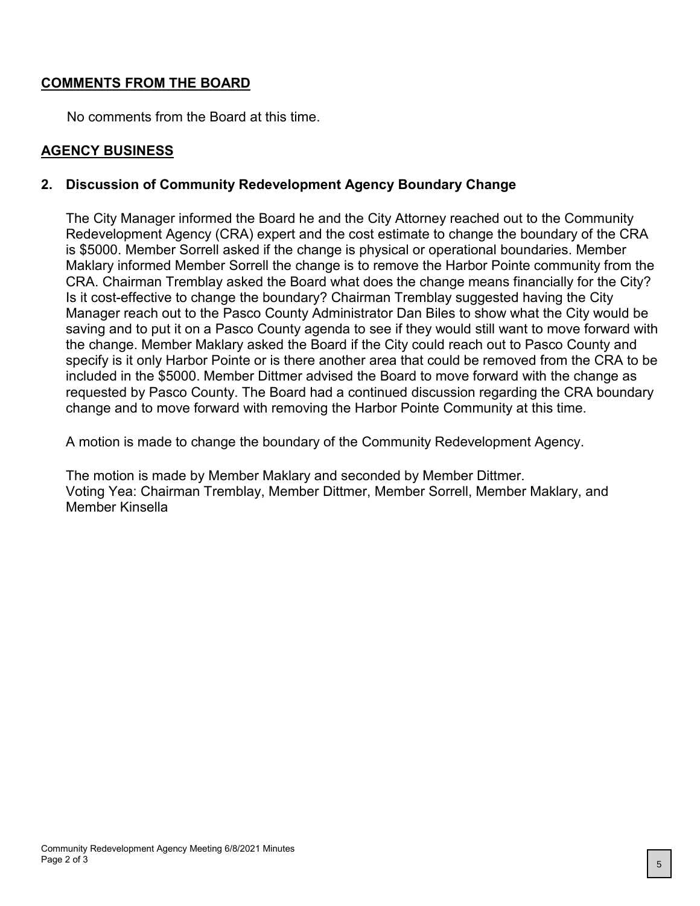## COMMENTS FROM THE BOARD

No comments from the Board at this time.

## AGENCY BUSINESS

### 2. Discussion of Community Redevelopment Agency Boundary Change

The City Manager informed the Board he and the City Attorney reached out to the Community Redevelopment Agency (CRA) expert and the cost estimate to change the boundary of the CRA is $5000. Member Sorrell asked if the change is physical or operational boundaries. Member Maklary informed Member Sorrell the change is to remove the Harbor Pointe community from the CRA. Chairman Tremblay asked the Board what does the change means financially for the City? Is it cost-effective to change the boundary? Chairman Tremblay suggested having the City Manager reach out to the Pasco County Administrator Dan Biles to show what the City would be saving and to put it on a Pasco County agenda to see if they would still want to move forward with the change. Member Maklary asked the Board if the City could reach out to Pasco County and specify is it only Harbor Pointe or is there another area that could be removed from the CRA to be included in the $5000. Member Dittmer advised the Board to move forward with the change as requested by Pasco County. The Board had a continued discussion regarding the CRA boundary change and to move forward with removing the Harbor Pointe Community at this time.

A motion is made to change the boundary of the Community Redevelopment Agency.

The motion is made by Member Maklary and seconded by Member Dittmer.
Voting Yea: Chairman Tremblay, Member Dittmer, Member Sorrell, Member Maklary, and Member Kinsella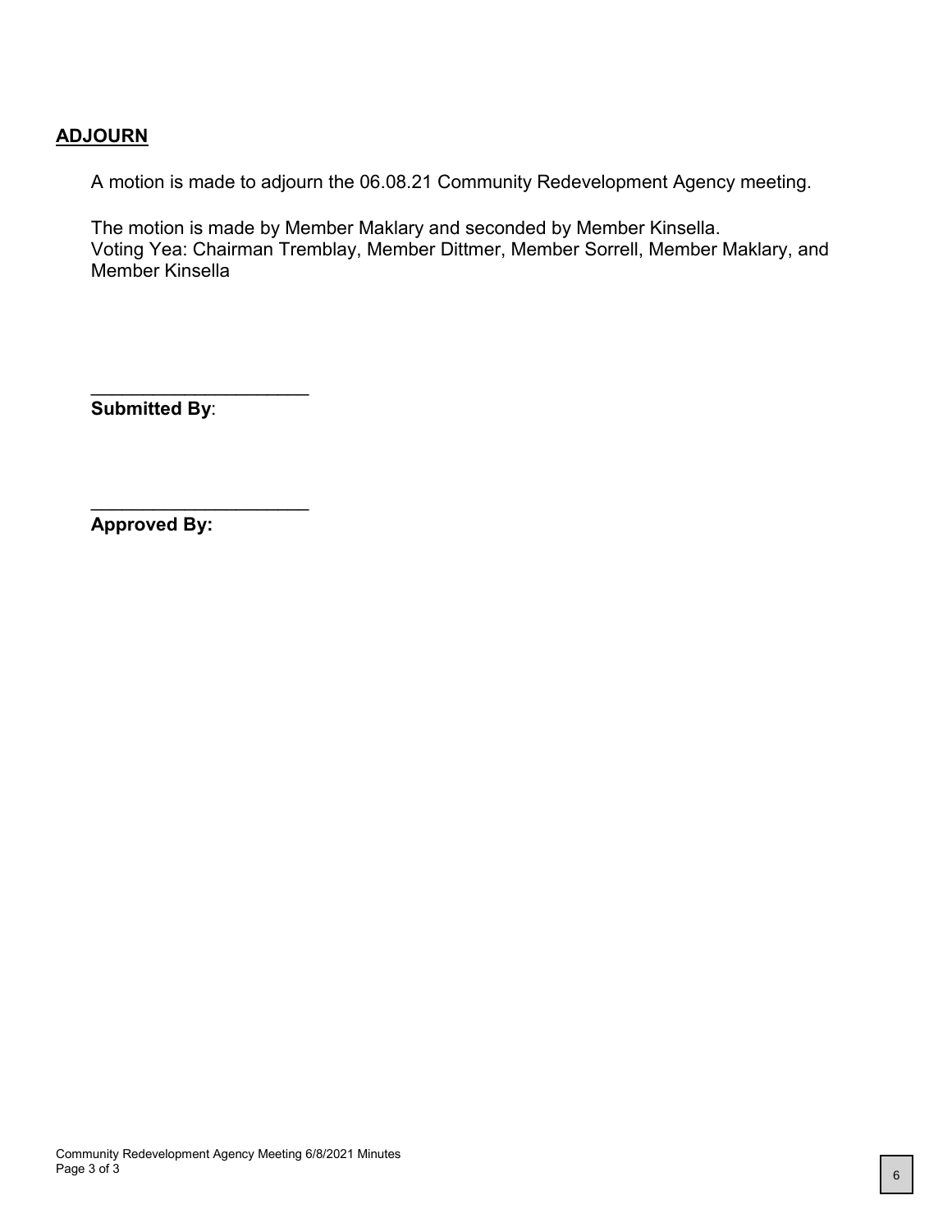## ADJOURN

A motion is made to adjourn the 06.08.21 Community Redevelopment Agency meeting.

The motion is made by Member Maklary and seconded by Member Kinsella.
Voting Yea: Chairman Tremblay, Member Dittmer, Member Sorrell, Member Maklary, and Member Kinsella

\_\_\_\_\_\_\_\_\_\_\_\_\_\_\_\_\_\_\_\_\_\_
**Submitted By**:

\_\_\_\_\_\_\_\_\_\_\_\_\_\_\_\_\_\_\_\_\_\_
**Approved By:**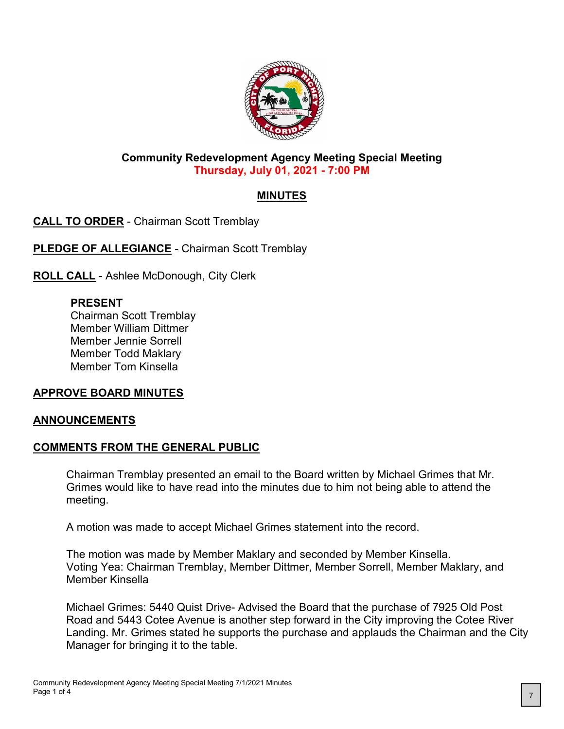**Community Redevelopment Agency Meeting Special Meeting**
**Thursday, July 01, 2021 - 7:00 PM**

## MINUTES

**CALL TO ORDER** - Chairman Scott Tremblay

**PLEDGE OF ALLEGIANCE** - Chairman Scott Tremblay

**ROLL CALL** - Ashlee McDonough, City Clerk

**PRESENT**
Chairman Scott Tremblay
Member William Dittmer
Member Jennie Sorrell
Member Todd Maklary
Member Tom Kinsella

**APPROVE BOARD MINUTES**

**ANNOUNCEMENTS**

**COMMENTS FROM THE GENERAL PUBLIC**

Chairman Tremblay presented an email to the Board written by Michael Grimes that Mr. Grimes would like to have read into the minutes due to him not being able to attend the meeting.

A motion was made to accept Michael Grimes statement into the record.

The motion was made by Member Maklary and seconded by Member Kinsella.
Voting Yea: Chairman Tremblay, Member Dittmer, Member Sorrell, Member Maklary, and Member Kinsella

Michael Grimes: 5440 Quist Drive- Advised the Board that the purchase of 7925 Old Post Road and 5443 Cotee Avenue is another step forward in the City improving the Cotee River Landing. Mr. Grimes stated he supports the purchase and applauds the Chairman and the City Manager for bringing it to the table.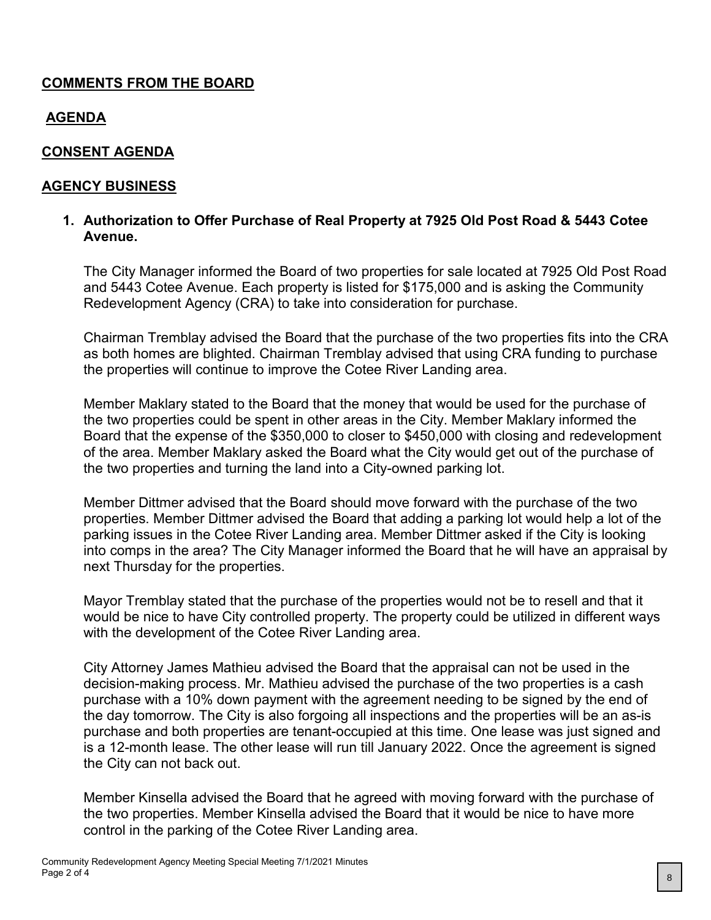## COMMENTS FROM THE BOARD

## AGENDA

## CONSENT AGENDA

## AGENCY BUSINESS

1. **Authorization to Offer Purchase of Real Property at 7925 Old Post Road & 5443 Cotee Avenue.**

   The City Manager informed the Board of two properties for sale located at 7925 Old Post Road and 5443 Cotee Avenue. Each property is listed for $175,000 and is asking the Community Redevelopment Agency (CRA) to take into consideration for purchase.

   Chairman Tremblay advised the Board that the purchase of the two properties fits into the CRA as both homes are blighted. Chairman Tremblay advised that using CRA funding to purchase the properties will continue to improve the Cotee River Landing area.

   Member Maklary stated to the Board that the money that would be used for the purchase of the two properties could be spent in other areas in the City. Member Maklary informed the Board that the expense of the $350,000 to closer to $450,000 with closing and redevelopment of the area. Member Maklary asked the Board what the City would get out of the purchase of the two properties and turning the land into a City-owned parking lot.

   Member Dittmer advised that the Board should move forward with the purchase of the two properties. Member Dittmer advised the Board that adding a parking lot would help a lot of the parking issues in the Cotee River Landing area. Member Dittmer asked if the City is looking into comps in the area? The City Manager informed the Board that he will have an appraisal by next Thursday for the properties.

   Mayor Tremblay stated that the purchase of the properties would not be to resell and that it would be nice to have City controlled property. The property could be utilized in different ways with the development of the Cotee River Landing area.

   City Attorney James Mathieu advised the Board that the appraisal can not be used in the decision-making process. Mr. Mathieu advised the purchase of the two properties is a cash purchase with a 10% down payment with the agreement needing to be signed by the end of the day tomorrow. The City is also forgoing all inspections and the properties will be an as-is purchase and both properties are tenant-occupied at this time. One lease was just signed and is a 12-month lease. The other lease will run till January 2022. Once the agreement is signed the City can not back out.

   Member Kinsella advised the Board that he agreed with moving forward with the purchase of the two properties. Member Kinsella advised the Board that it would be nice to have more control in the parking of the Cotee River Landing area.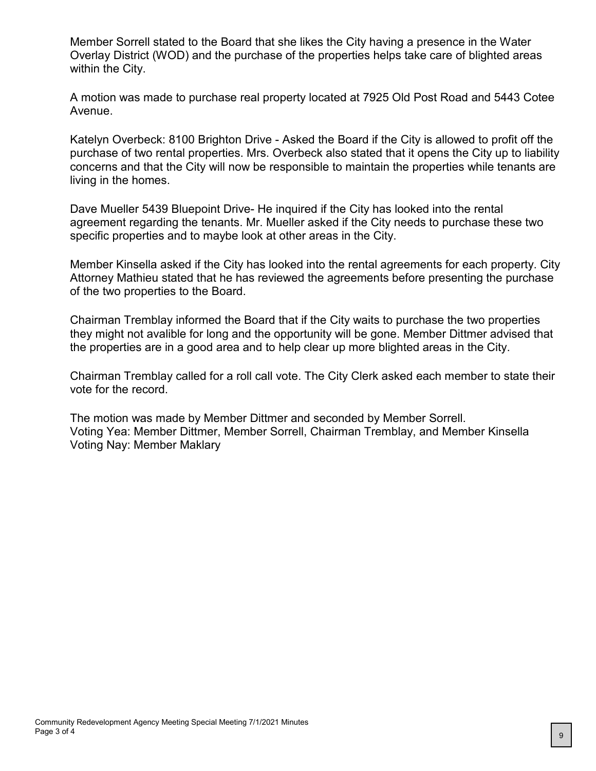Member Sorrell stated to the Board that she likes the City having a presence in the Water Overlay District (WOD) and the purchase of the properties helps take care of blighted areas within the City.

A motion was made to purchase real property located at 7925 Old Post Road and 5443 Cotee Avenue.

Katelyn Overbeck: 8100 Brighton Drive - Asked the Board if the City is allowed to profit off the purchase of two rental properties. Mrs. Overbeck also stated that it opens the City up to liability concerns and that the City will now be responsible to maintain the properties while tenants are living in the homes.

Dave Mueller 5439 Bluepoint Drive- He inquired if the City has looked into the rental agreement regarding the tenants. Mr. Mueller asked if the City needs to purchase these two specific properties and to maybe look at other areas in the City.

Member Kinsella asked if the City has looked into the rental agreements for each property. City Attorney Mathieu stated that he has reviewed the agreements before presenting the purchase of the two properties to the Board.

Chairman Tremblay informed the Board that if the City waits to purchase the two properties they might not avalible for long and the opportunity will be gone. Member Dittmer advised that the properties are in a good area and to help clear up more blighted areas in the City.

Chairman Tremblay called for a roll call vote. The City Clerk asked each member to state their vote for the record.

The motion was made by Member Dittmer and seconded by Member Sorrell.
Voting Yea: Member Dittmer, Member Sorrell, Chairman Tremblay, and Member Kinsella
Voting Nay: Member Maklary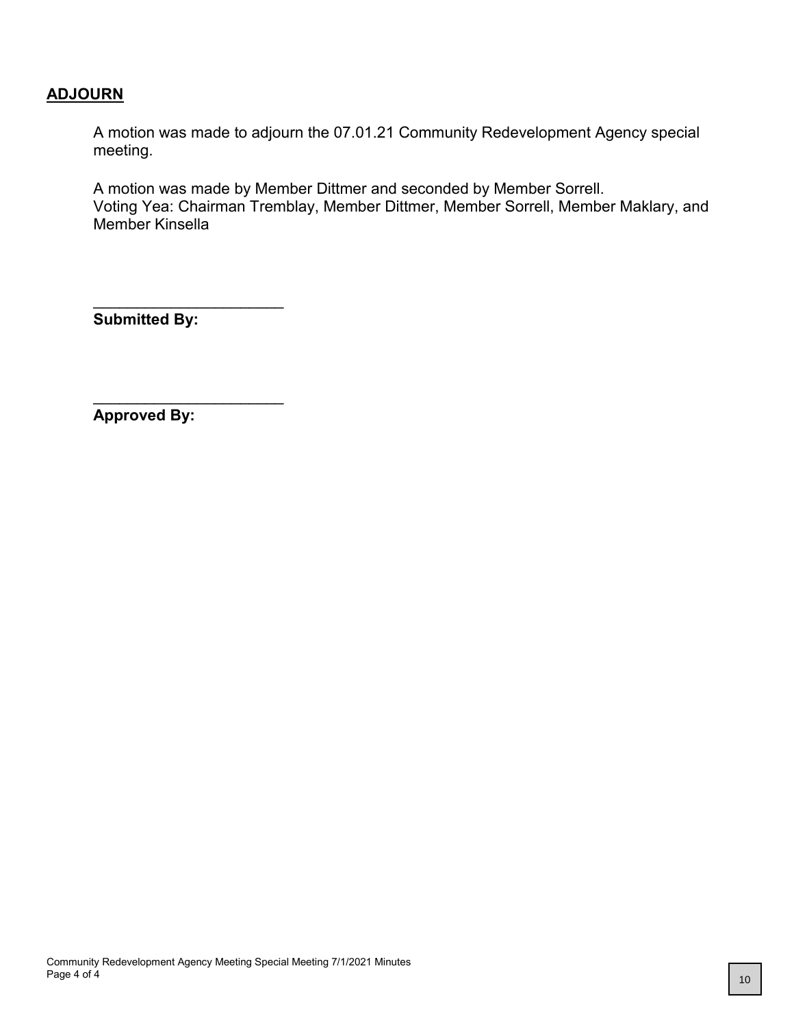## ADJOURN

A motion was made to adjourn the 07.01.21 Community Redevelopment Agency special meeting.

A motion was made by Member Dittmer and seconded by Member Sorrell.
Voting Yea: Chairman Tremblay, Member Dittmer, Member Sorrell, Member Maklary, and Member Kinsella

______________________
**Submitted By:**

______________________
**Approved By:**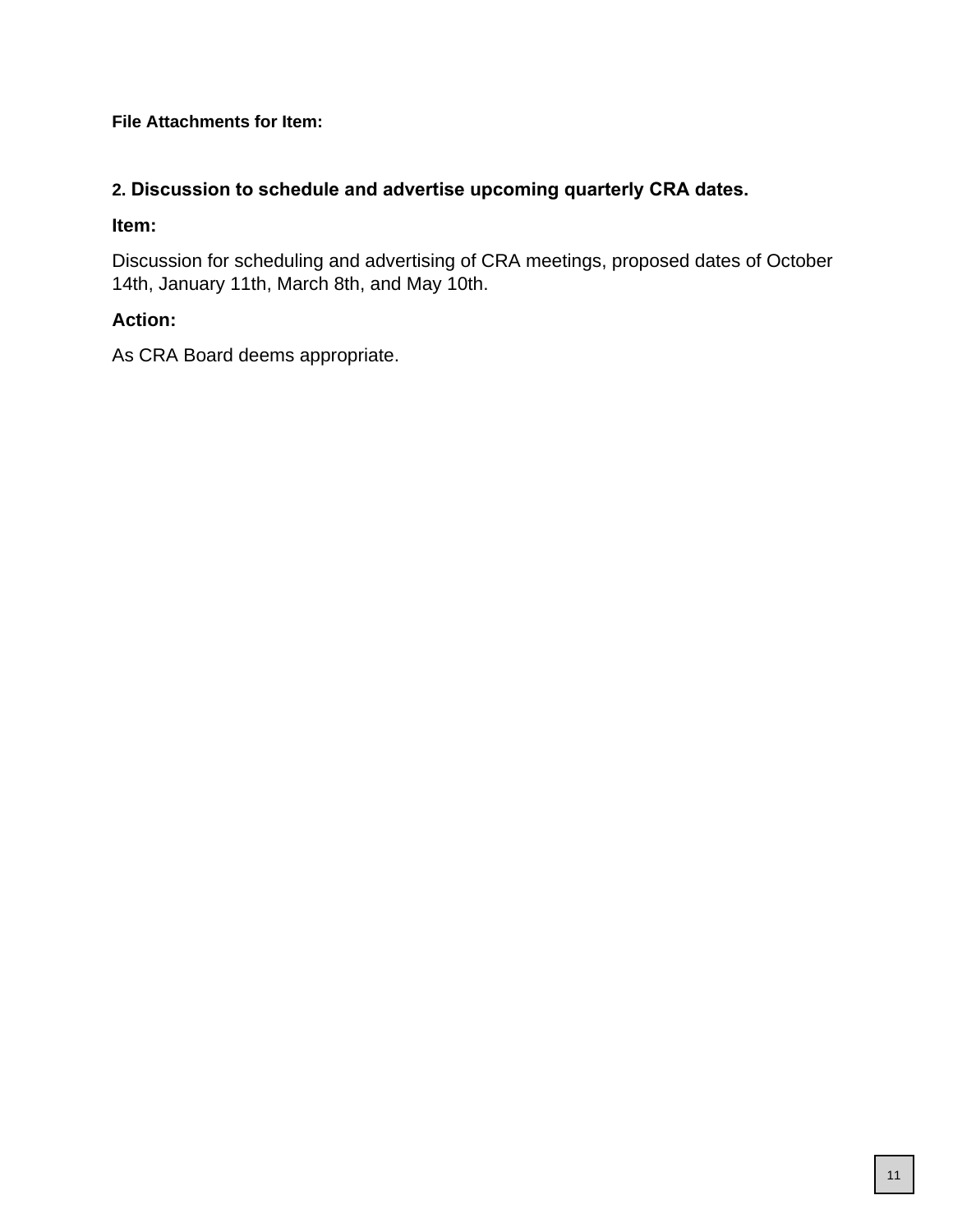**File Attachments for Item:**

### 2. Discussion to schedule and advertise upcoming quarterly CRA dates.

**Item:**

Discussion for scheduling and advertising of CRA meetings, proposed dates of October 14th, January 11th, March 8th, and May 10th.

**Action:**

As CRA Board deems appropriate.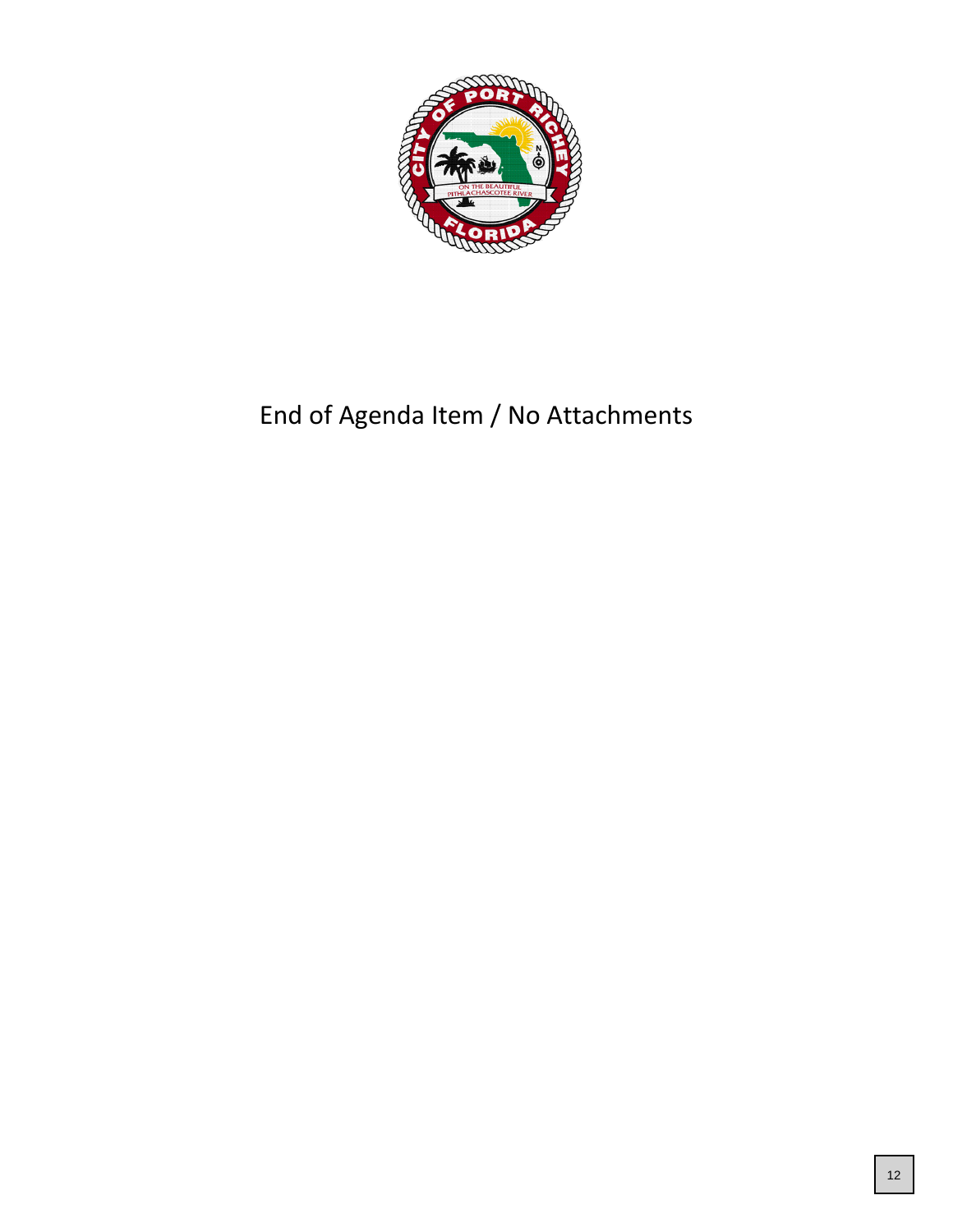End of Agenda Item / No Attachments